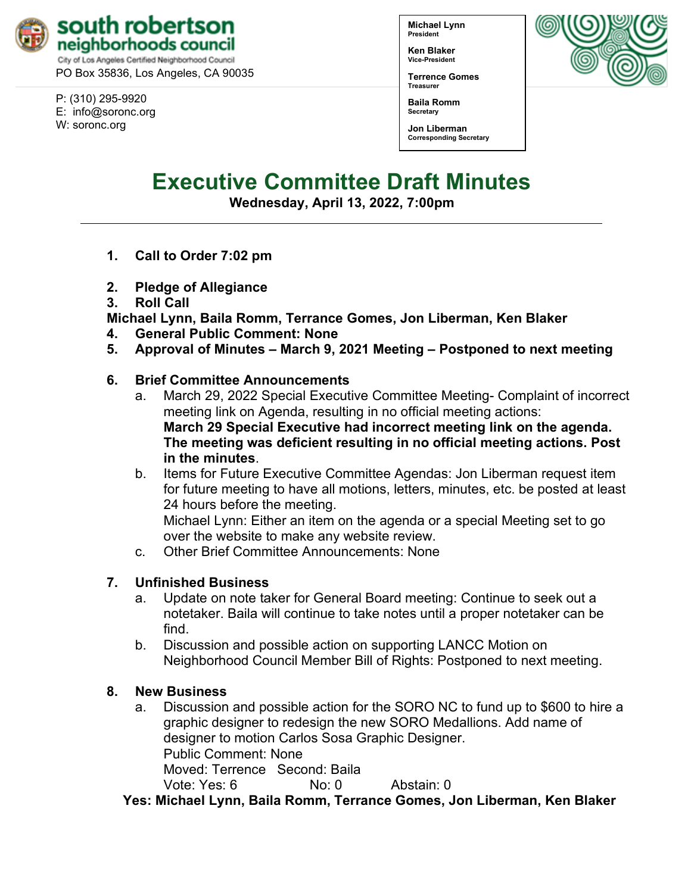**south robertson neighborhoods council**
City of Los Angeles Certified Neighborhood Council
PO Box 35836, Los Angeles, CA 90035

P: (310) 295-9920
E: info@soronc.org
W: soronc.org

**Michael Lynn**
President

**Ken Blaker**
Vice-President

**Terrence Gomes**
Treasurer

**Baila Romm**
Secretary

**Jon Liberman**
Corresponding Secretary

# Executive Committee Draft Minutes

**Wednesday, April 13, 2022, 7:00pm**

---

1. **Call to Order 7:02 pm**
2. **Pledge of Allegiance**
3. **Roll Call**

**Michael Lynn, Baila Romm, Terrance Gomes, Jon Liberman, Ken Blaker**

4. **General Public Comment: None**
5. **Approval of Minutes – March 9, 2021 Meeting – Postponed to next meeting**
6. **Brief Committee Announcements**
   a. March 29, 2022 Special Executive Committee Meeting- Complaint of incorrect meeting link on Agenda, resulting in no official meeting actions:
   **March 29 Special Executive had incorrect meeting link on the agenda. The meeting was deficient resulting in no official meeting actions. Post in the minutes**.
   b. Items for Future Executive Committee Agendas: Jon Liberman request item for future meeting to have all motions, letters, minutes, etc. be posted at least 24 hours before the meeting.
   Michael Lynn: Either an item on the agenda or a special Meeting set to go over the website to make any website review.
   c. Other Brief Committee Announcements: None
7. **Unfinished Business**
   a. Update on note taker for General Board meeting: Continue to seek out a notetaker. Baila will continue to take notes until a proper notetaker can be find.
   b. Discussion and possible action on supporting LANCC Motion on Neighborhood Council Member Bill of Rights: Postponed to next meeting.
8. **New Business**
   a. Discussion and possible action for the SORO NC to fund up to $600 to hire a graphic designer to redesign the new SORO Medallions. Add name of designer to motion Carlos Sosa Graphic Designer.
   Public Comment: None
   Moved: Terrence Second: Baila
   Vote: Yes: 6 No: 0 Abstain: 0

**Yes: Michael Lynn, Baila Romm, Terrance Gomes, Jon Liberman, Ken Blaker**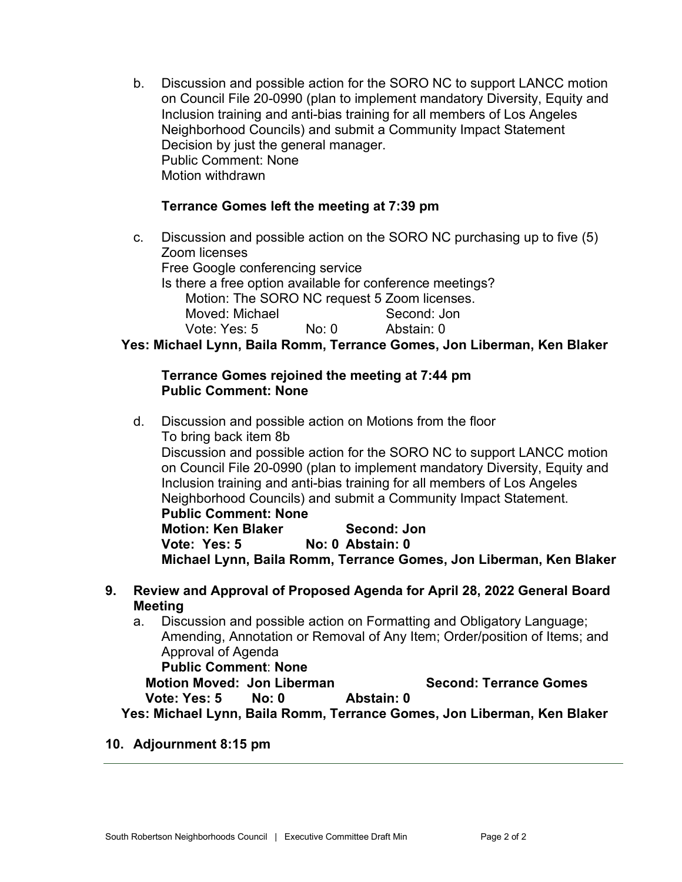b. Discussion and possible action for the SORO NC to support LANCC motion on Council File 20-0990 (plan to implement mandatory Diversity, Equity and Inclusion training and anti-bias training for all members of Los Angeles Neighborhood Councils) and submit a Community Impact Statement Decision by just the general manager.
   Public Comment: None
   Motion withdrawn

   **Terrance Gomes left the meeting at 7:39 pm**

c. Discussion and possible action on the SORO NC purchasing up to five (5) Zoom licenses
   Free Google conferencing service
   Is there a free option available for conference meetings?
   Motion: The SORO NC request 5 Zoom licenses.
   Moved: Michael Second: Jon
   Vote: Yes: 5 No: 0 Abstain: 0

**Yes: Michael Lynn, Baila Romm, Terrance Gomes, Jon Liberman, Ken Blaker**

   **Terrance Gomes rejoined the meeting at 7:44 pm**
   **Public Comment: None**

d. Discussion and possible action on Motions from the floor
   To bring back item 8b
   Discussion and possible action for the SORO NC to support LANCC motion on Council File 20-0990 (plan to implement mandatory Diversity, Equity and Inclusion training and anti-bias training for all members of Los Angeles Neighborhood Councils) and submit a Community Impact Statement.
   **Public Comment: None**
   **Motion: Ken Blaker Second: Jon**
   **Vote: Yes: 5 No: 0 Abstain: 0**
   **Michael Lynn, Baila Romm, Terrance Gomes, Jon Liberman, Ken Blaker**

## 9. Review and Approval of Proposed Agenda for April 28, 2022 General Board Meeting

a. Discussion and possible action on Formatting and Obligatory Language; Amending, Annotation or Removal of Any Item; Order/position of Items; and Approval of Agenda
   **Public Comment**: **None**
   **Motion Moved: Jon Liberman Second: Terrance Gomes**
   **Vote: Yes: 5 No: 0 Abstain: 0**

**Yes: Michael Lynn, Baila Romm, Terrance Gomes, Jon Liberman, Ken Blaker**

## 10. Adjournment 8:15 pm